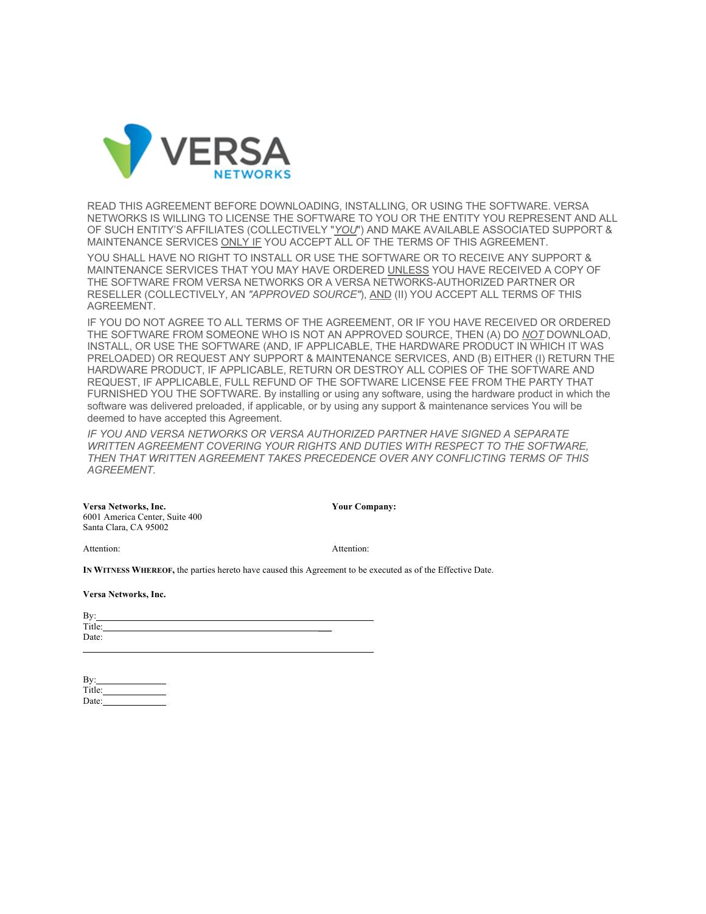READ THIS AGREEMENT BEFORE DOWNLOADING, INSTALLING, OR USING THE SOFTWARE. VERSA NETWORKS IS WILLING TO LICENSE THE SOFTWARE TO YOU OR THE ENTITY YOU REPRESENT AND ALL OF SUCH ENTITY'S AFFILIATES (COLLECTIVELY "*YOU*") AND MAKE AVAILABLE ASSOCIATED SUPPORT & MAINTENANCE SERVICES ONLY IF YOU ACCEPT ALL OF THE TERMS OF THIS AGREEMENT.

YOU SHALL HAVE NO RIGHT TO INSTALL OR USE THE SOFTWARE OR TO RECEIVE ANY SUPPORT & MAINTENANCE SERVICES THAT YOU MAY HAVE ORDERED UNLESS YOU HAVE RECEIVED A COPY OF THE SOFTWARE FROM VERSA NETWORKS OR A VERSA NETWORKS-AUTHORIZED PARTNER OR RESELLER (COLLECTIVELY, AN *"APPROVED SOURCE"*), AND (II) YOU ACCEPT ALL TERMS OF THIS AGREEMENT.

IF YOU DO NOT AGREE TO ALL TERMS OF THE AGREEMENT, OR IF YOU HAVE RECEIVED OR ORDERED THE SOFTWARE FROM SOMEONE WHO IS NOT AN APPROVED SOURCE, THEN (A) DO *NOT* DOWNLOAD, INSTALL, OR USE THE SOFTWARE (AND, IF APPLICABLE, THE HARDWARE PRODUCT IN WHICH IT WAS PRELOADED) OR REQUEST ANY SUPPORT & MAINTENANCE SERVICES, AND (B) EITHER (I) RETURN THE HARDWARE PRODUCT, IF APPLICABLE, RETURN OR DESTROY ALL COPIES OF THE SOFTWARE AND REQUEST, IF APPLICABLE, FULL REFUND OF THE SOFTWARE LICENSE FEE FROM THE PARTY THAT FURNISHED YOU THE SOFTWARE. By installing or using any software, using the hardware product in which the software was delivered preloaded, if applicable, or by using any support & maintenance services You will be deemed to have accepted this Agreement.

*IF YOU AND VERSA NETWORKS OR VERSA AUTHORIZED PARTNER HAVE SIGNED A SEPARATE WRITTEN AGREEMENT COVERING YOUR RIGHTS AND DUTIES WITH RESPECT TO THE SOFTWARE, THEN THAT WRITTEN AGREEMENT TAKES PRECEDENCE OVER ANY CONFLICTING TERMS OF THIS AGREEMENT.*

**Versa Networks, Inc.**
6001 America Center, Suite 400
Santa Clara, CA 95002

Attention:

**Your Company:**

Attention:

**IN WITNESS WHEREOF,** the parties hereto have caused this Agreement to be executed as of the Effective Date.

**Versa Networks, Inc.**

By:______________________________
Title:____________________________
Date:

By:______________
Title:____________
Date:____________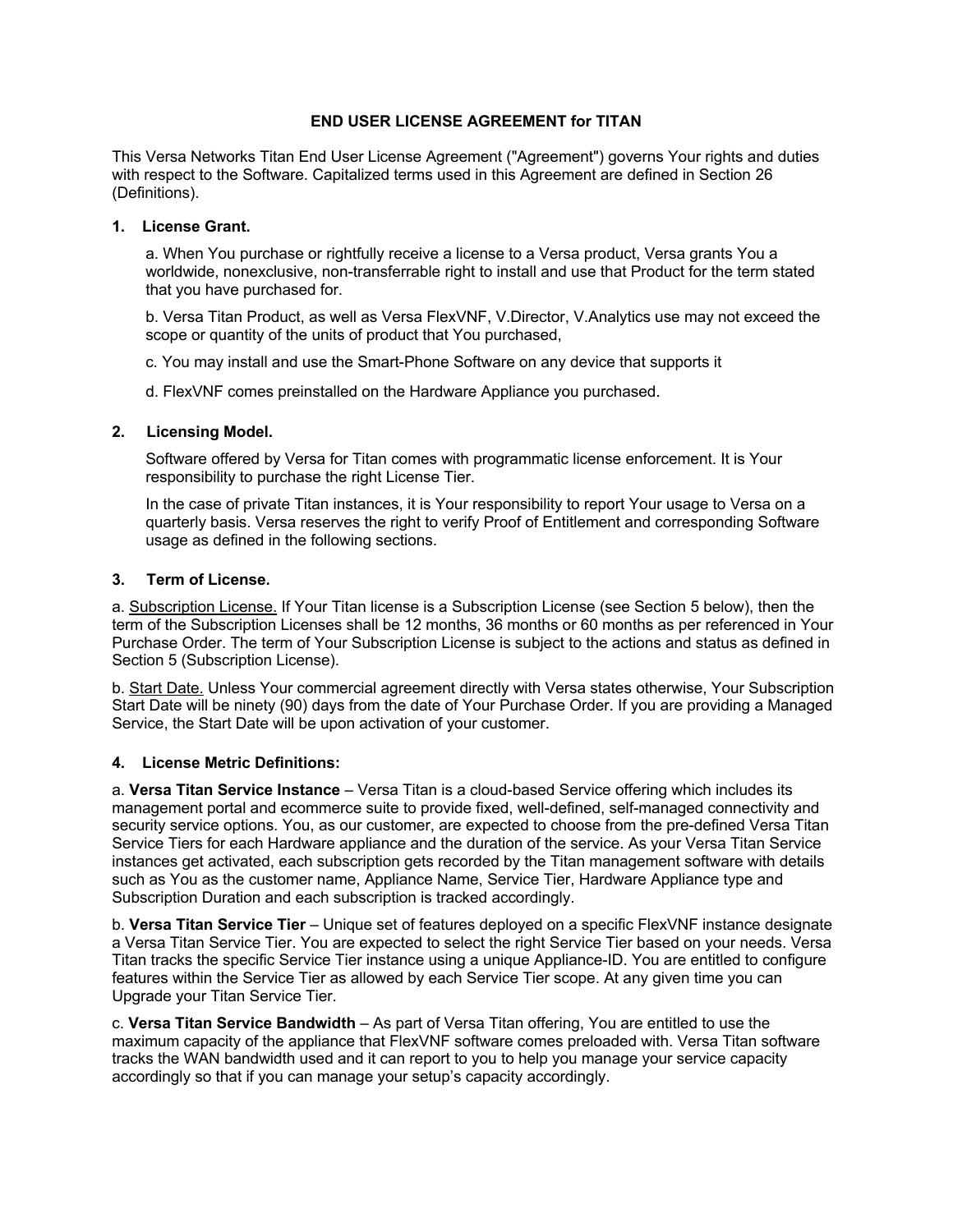**END USER LICENSE AGREEMENT for TITAN**

This Versa Networks Titan End User License Agreement ("Agreement") governs Your rights and duties with respect to the Software. Capitalized terms used in this Agreement are defined in Section 26 (Definitions).

**1. License Grant.**

a. When You purchase or rightfully receive a license to a Versa product, Versa grants You a worldwide, nonexclusive, non-transferrable right to install and use that Product for the term stated that you have purchased for.

b. Versa Titan Product, as well as Versa FlexVNF, V.Director, V.Analytics use may not exceed the scope or quantity of the units of product that You purchased,

c. You may install and use the Smart-Phone Software on any device that supports it

d. FlexVNF comes preinstalled on the Hardware Appliance you purchased.

**2. Licensing Model.**

Software offered by Versa for Titan comes with programmatic license enforcement. It is Your responsibility to purchase the right License Tier.

In the case of private Titan instances, it is Your responsibility to report Your usage to Versa on a quarterly basis. Versa reserves the right to verify Proof of Entitlement and corresponding Software usage as defined in the following sections.

**3. Term of License.**

a. Subscription License. If Your Titan license is a Subscription License (see Section 5 below), then the term of the Subscription Licenses shall be 12 months, 36 months or 60 months as per referenced in Your Purchase Order. The term of Your Subscription License is subject to the actions and status as defined in Section 5 (Subscription License).

b. Start Date. Unless Your commercial agreement directly with Versa states otherwise, Your Subscription Start Date will be ninety (90) days from the date of Your Purchase Order. If you are providing a Managed Service, the Start Date will be upon activation of your customer.

**4. License Metric Definitions:**

a. **Versa Titan Service Instance** – Versa Titan is a cloud-based Service offering which includes its management portal and ecommerce suite to provide fixed, well-defined, self-managed connectivity and security service options. You, as our customer, are expected to choose from the pre-defined Versa Titan Service Tiers for each Hardware appliance and the duration of the service. As your Versa Titan Service instances get activated, each subscription gets recorded by the Titan management software with details such as You as the customer name, Appliance Name, Service Tier, Hardware Appliance type and Subscription Duration and each subscription is tracked accordingly.

b. **Versa Titan Service Tier** – Unique set of features deployed on a specific FlexVNF instance designate a Versa Titan Service Tier. You are expected to select the right Service Tier based on your needs. Versa Titan tracks the specific Service Tier instance using a unique Appliance-ID. You are entitled to configure features within the Service Tier as allowed by each Service Tier scope. At any given time you can Upgrade your Titan Service Tier.

c. **Versa Titan Service Bandwidth** – As part of Versa Titan offering, You are entitled to use the maximum capacity of the appliance that FlexVNF software comes preloaded with. Versa Titan software tracks the WAN bandwidth used and it can report to you to help you manage your service capacity accordingly so that if you can manage your setup's capacity accordingly.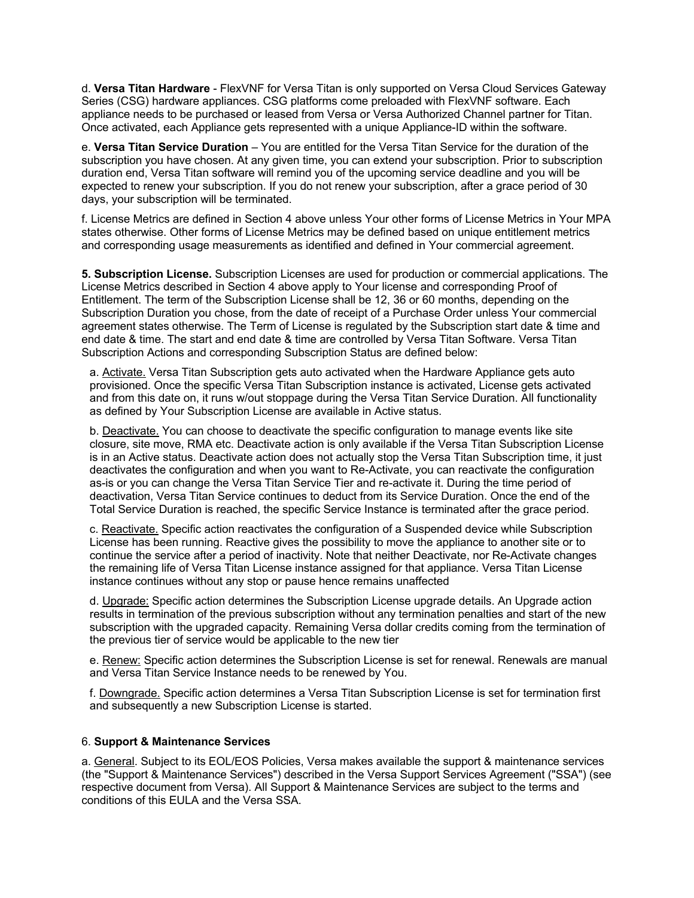d. **Versa Titan Hardware** - FlexVNF for Versa Titan is only supported on Versa Cloud Services Gateway Series (CSG) hardware appliances. CSG platforms come preloaded with FlexVNF software. Each appliance needs to be purchased or leased from Versa or Versa Authorized Channel partner for Titan. Once activated, each Appliance gets represented with a unique Appliance-ID within the software.

e. **Versa Titan Service Duration** – You are entitled for the Versa Titan Service for the duration of the subscription you have chosen. At any given time, you can extend your subscription. Prior to subscription duration end, Versa Titan software will remind you of the upcoming service deadline and you will be expected to renew your subscription. If you do not renew your subscription, after a grace period of 30 days, your subscription will be terminated.

f. License Metrics are defined in Section 4 above unless Your other forms of License Metrics in Your MPA states otherwise. Other forms of License Metrics may be defined based on unique entitlement metrics and corresponding usage measurements as identified and defined in Your commercial agreement.

**5. Subscription License.** Subscription Licenses are used for production or commercial applications. The License Metrics described in Section 4 above apply to Your license and corresponding Proof of Entitlement. The term of the Subscription License shall be 12, 36 or 60 months, depending on the Subscription Duration you chose, from the date of receipt of a Purchase Order unless Your commercial agreement states otherwise. The Term of License is regulated by the Subscription start date & time and end date & time. The start and end date & time are controlled by Versa Titan Software. Versa Titan Subscription Actions and corresponding Subscription Status are defined below:

a. Activate. Versa Titan Subscription gets auto activated when the Hardware Appliance gets auto provisioned. Once the specific Versa Titan Subscription instance is activated, License gets activated and from this date on, it runs w/out stoppage during the Versa Titan Service Duration. All functionality as defined by Your Subscription License are available in Active status.

b. Deactivate. You can choose to deactivate the specific configuration to manage events like site closure, site move, RMA etc. Deactivate action is only available if the Versa Titan Subscription License is in an Active status. Deactivate action does not actually stop the Versa Titan Subscription time, it just deactivates the configuration and when you want to Re-Activate, you can reactivate the configuration as-is or you can change the Versa Titan Service Tier and re-activate it. During the time period of deactivation, Versa Titan Service continues to deduct from its Service Duration. Once the end of the Total Service Duration is reached, the specific Service Instance is terminated after the grace period.

c. Reactivate. Specific action reactivates the configuration of a Suspended device while Subscription License has been running. Reactive gives the possibility to move the appliance to another site or to continue the service after a period of inactivity. Note that neither Deactivate, nor Re-Activate changes the remaining life of Versa Titan License instance assigned for that appliance. Versa Titan License instance continues without any stop or pause hence remains unaffected

d. Upgrade: Specific action determines the Subscription License upgrade details. An Upgrade action results in termination of the previous subscription without any termination penalties and start of the new subscription with the upgraded capacity. Remaining Versa dollar credits coming from the termination of the previous tier of service would be applicable to the new tier

e. Renew: Specific action determines the Subscription License is set for renewal. Renewals are manual and Versa Titan Service Instance needs to be renewed by You.

f. Downgrade. Specific action determines a Versa Titan Subscription License is set for termination first and subsequently a new Subscription License is started.

6. **Support & Maintenance Services**

a. General. Subject to its EOL/EOS Policies, Versa makes available the support & maintenance services (the "Support & Maintenance Services") described in the Versa Support Services Agreement ("SSA") (see respective document from Versa). All Support & Maintenance Services are subject to the terms and conditions of this EULA and the Versa SSA.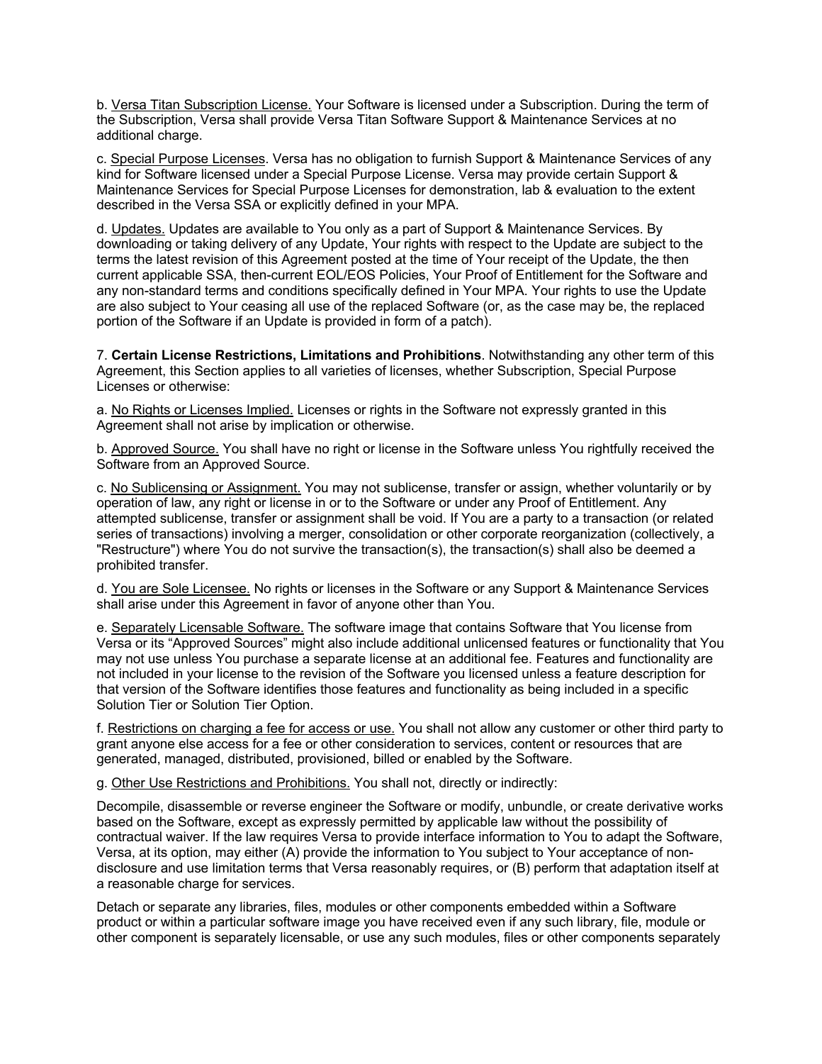b. <u>Versa Titan Subscription License.</u> Your Software is licensed under a Subscription. During the term of the Subscription, Versa shall provide Versa Titan Software Support & Maintenance Services at no additional charge.

c. <u>Special Purpose Licenses</u>. Versa has no obligation to furnish Support & Maintenance Services of any kind for Software licensed under a Special Purpose License. Versa may provide certain Support & Maintenance Services for Special Purpose Licenses for demonstration, lab & evaluation to the extent described in the Versa SSA or explicitly defined in your MPA.

d. <u>Updates.</u> Updates are available to You only as a part of Support & Maintenance Services. By downloading or taking delivery of any Update, Your rights with respect to the Update are subject to the terms the latest revision of this Agreement posted at the time of Your receipt of the Update, the then current applicable SSA, then-current EOL/EOS Policies, Your Proof of Entitlement for the Software and any non-standard terms and conditions specifically defined in Your MPA. Your rights to use the Update are also subject to Your ceasing all use of the replaced Software (or, as the case may be, the replaced portion of the Software if an Update is provided in form of a patch).

7. **Certain License Restrictions, Limitations and Prohibitions**. Notwithstanding any other term of this Agreement, this Section applies to all varieties of licenses, whether Subscription, Special Purpose Licenses or otherwise:

a. <u>No Rights or Licenses Implied.</u> Licenses or rights in the Software not expressly granted in this Agreement shall not arise by implication or otherwise.

b. <u>Approved Source.</u> You shall have no right or license in the Software unless You rightfully received the Software from an Approved Source.

c. <u>No Sublicensing or Assignment.</u> You may not sublicense, transfer or assign, whether voluntarily or by operation of law, any right or license in or to the Software or under any Proof of Entitlement. Any attempted sublicense, transfer or assignment shall be void. If You are a party to a transaction (or related series of transactions) involving a merger, consolidation or other corporate reorganization (collectively, a "Restructure") where You do not survive the transaction(s), the transaction(s) shall also be deemed a prohibited transfer.

d. <u>You are Sole Licensee.</u> No rights or licenses in the Software or any Support & Maintenance Services shall arise under this Agreement in favor of anyone other than You.

e. <u>Separately Licensable Software.</u> The software image that contains Software that You license from Versa or its "Approved Sources" might also include additional unlicensed features or functionality that You may not use unless You purchase a separate license at an additional fee. Features and functionality are not included in your license to the revision of the Software you licensed unless a feature description for that version of the Software identifies those features and functionality as being included in a specific Solution Tier or Solution Tier Option.

f. <u>Restrictions on charging a fee for access or use.</u> You shall not allow any customer or other third party to grant anyone else access for a fee or other consideration to services, content or resources that are generated, managed, distributed, provisioned, billed or enabled by the Software.

g. <u>Other Use Restrictions and Prohibitions.</u> You shall not, directly or indirectly:

Decompile, disassemble or reverse engineer the Software or modify, unbundle, or create derivative works based on the Software, except as expressly permitted by applicable law without the possibility of contractual waiver. If the law requires Versa to provide interface information to You to adapt the Software, Versa, at its option, may either (A) provide the information to You subject to Your acceptance of non-disclosure and use limitation terms that Versa reasonably requires, or (B) perform that adaptation itself at a reasonable charge for services.

Detach or separate any libraries, files, modules or other components embedded within a Software product or within a particular software image you have received even if any such library, file, module or other component is separately licensable, or use any such modules, files or other components separately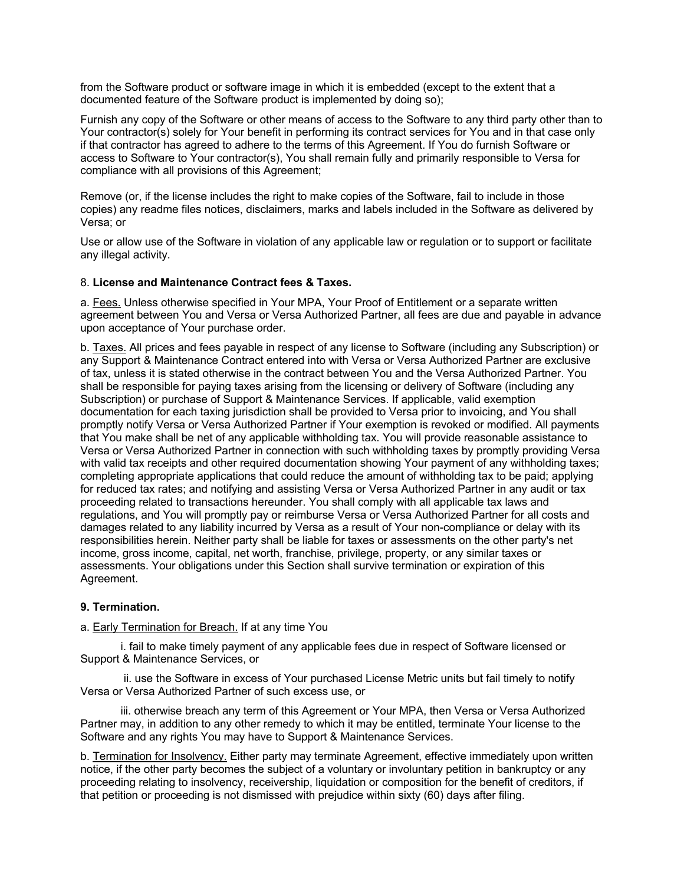from the Software product or software image in which it is embedded (except to the extent that a documented feature of the Software product is implemented by doing so);

Furnish any copy of the Software or other means of access to the Software to any third party other than to Your contractor(s) solely for Your benefit in performing its contract services for You and in that case only if that contractor has agreed to adhere to the terms of this Agreement. If You do furnish Software or access to Software to Your contractor(s), You shall remain fully and primarily responsible to Versa for compliance with all provisions of this Agreement;

Remove (or, if the license includes the right to make copies of the Software, fail to include in those copies) any readme files notices, disclaimers, marks and labels included in the Software as delivered by Versa; or

Use or allow use of the Software in violation of any applicable law or regulation or to support or facilitate any illegal activity.

8. **License and Maintenance Contract fees & Taxes.**

a. Fees. Unless otherwise specified in Your MPA, Your Proof of Entitlement or a separate written agreement between You and Versa or Versa Authorized Partner, all fees are due and payable in advance upon acceptance of Your purchase order.

b. Taxes. All prices and fees payable in respect of any license to Software (including any Subscription) or any Support & Maintenance Contract entered into with Versa or Versa Authorized Partner are exclusive of tax, unless it is stated otherwise in the contract between You and the Versa Authorized Partner. You shall be responsible for paying taxes arising from the licensing or delivery of Software (including any Subscription) or purchase of Support & Maintenance Services. If applicable, valid exemption documentation for each taxing jurisdiction shall be provided to Versa prior to invoicing, and You shall promptly notify Versa or Versa Authorized Partner if Your exemption is revoked or modified. All payments that You make shall be net of any applicable withholding tax. You will provide reasonable assistance to Versa or Versa Authorized Partner in connection with such withholding taxes by promptly providing Versa with valid tax receipts and other required documentation showing Your payment of any withholding taxes; completing appropriate applications that could reduce the amount of withholding tax to be paid; applying for reduced tax rates; and notifying and assisting Versa or Versa Authorized Partner in any audit or tax proceeding related to transactions hereunder. You shall comply with all applicable tax laws and regulations, and You will promptly pay or reimburse Versa or Versa Authorized Partner for all costs and damages related to any liability incurred by Versa as a result of Your non-compliance or delay with its responsibilities herein. Neither party shall be liable for taxes or assessments on the other party's net income, gross income, capital, net worth, franchise, privilege, property, or any similar taxes or assessments. Your obligations under this Section shall survive termination or expiration of this Agreement.

**9. Termination.**

a. Early Termination for Breach. If at any time You

i. fail to make timely payment of any applicable fees due in respect of Software licensed or Support & Maintenance Services, or

ii. use the Software in excess of Your purchased License Metric units but fail timely to notify Versa or Versa Authorized Partner of such excess use, or

iii. otherwise breach any term of this Agreement or Your MPA, then Versa or Versa Authorized Partner may, in addition to any other remedy to which it may be entitled, terminate Your license to the Software and any rights You may have to Support & Maintenance Services.

b. Termination for Insolvency. Either party may terminate Agreement, effective immediately upon written notice, if the other party becomes the subject of a voluntary or involuntary petition in bankruptcy or any proceeding relating to insolvency, receivership, liquidation or composition for the benefit of creditors, if that petition or proceeding is not dismissed with prejudice within sixty (60) days after filing.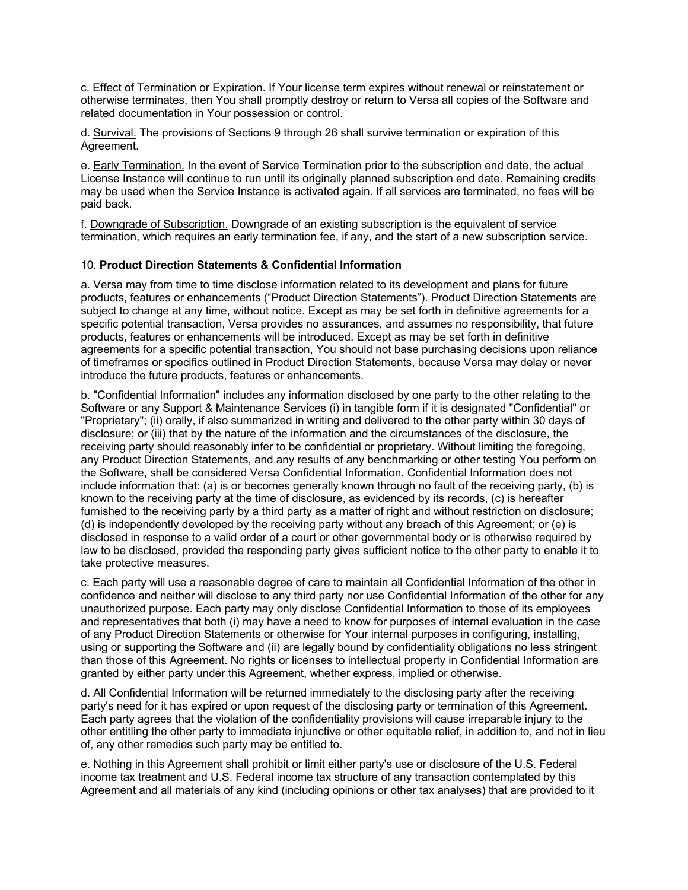c. Effect of Termination or Expiration. If Your license term expires without renewal or reinstatement or otherwise terminates, then You shall promptly destroy or return to Versa all copies of the Software and related documentation in Your possession or control.

d. Survival. The provisions of Sections 9 through 26 shall survive termination or expiration of this Agreement.

e. Early Termination. In the event of Service Termination prior to the subscription end date, the actual License Instance will continue to run until its originally planned subscription end date. Remaining credits may be used when the Service Instance is activated again. If all services are terminated, no fees will be paid back.

f. Downgrade of Subscription. Downgrade of an existing subscription is the equivalent of service termination, which requires an early termination fee, if any, and the start of a new subscription service.

10. **Product Direction Statements & Confidential Information**

a. Versa may from time to time disclose information related to its development and plans for future products, features or enhancements ("Product Direction Statements"). Product Direction Statements are subject to change at any time, without notice. Except as may be set forth in definitive agreements for a specific potential transaction, Versa provides no assurances, and assumes no responsibility, that future products, features or enhancements will be introduced. Except as may be set forth in definitive agreements for a specific potential transaction, You should not base purchasing decisions upon reliance of timeframes or specifics outlined in Product Direction Statements, because Versa may delay or never introduce the future products, features or enhancements.

b. "Confidential Information" includes any information disclosed by one party to the other relating to the Software or any Support & Maintenance Services (i) in tangible form if it is designated "Confidential" or "Proprietary"; (ii) orally, if also summarized in writing and delivered to the other party within 30 days of disclosure; or (iii) that by the nature of the information and the circumstances of the disclosure, the receiving party should reasonably infer to be confidential or proprietary. Without limiting the foregoing, any Product Direction Statements, and any results of any benchmarking or other testing You perform on the Software, shall be considered Versa Confidential Information. Confidential Information does not include information that: (a) is or becomes generally known through no fault of the receiving party, (b) is known to the receiving party at the time of disclosure, as evidenced by its records, (c) is hereafter furnished to the receiving party by a third party as a matter of right and without restriction on disclosure; (d) is independently developed by the receiving party without any breach of this Agreement; or (e) is disclosed in response to a valid order of a court or other governmental body or is otherwise required by law to be disclosed, provided the responding party gives sufficient notice to the other party to enable it to take protective measures.

c. Each party will use a reasonable degree of care to maintain all Confidential Information of the other in confidence and neither will disclose to any third party nor use Confidential Information of the other for any unauthorized purpose. Each party may only disclose Confidential Information to those of its employees and representatives that both (i) may have a need to know for purposes of internal evaluation in the case of any Product Direction Statements or otherwise for Your internal purposes in configuring, installing, using or supporting the Software and (ii) are legally bound by confidentiality obligations no less stringent than those of this Agreement. No rights or licenses to intellectual property in Confidential Information are granted by either party under this Agreement, whether express, implied or otherwise.

d. All Confidential Information will be returned immediately to the disclosing party after the receiving party's need for it has expired or upon request of the disclosing party or termination of this Agreement. Each party agrees that the violation of the confidentiality provisions will cause irreparable injury to the other entitling the other party to immediate injunctive or other equitable relief, in addition to, and not in lieu of, any other remedies such party may be entitled to.

e. Nothing in this Agreement shall prohibit or limit either party's use or disclosure of the U.S. Federal income tax treatment and U.S. Federal income tax structure of any transaction contemplated by this Agreement and all materials of any kind (including opinions or other tax analyses) that are provided to it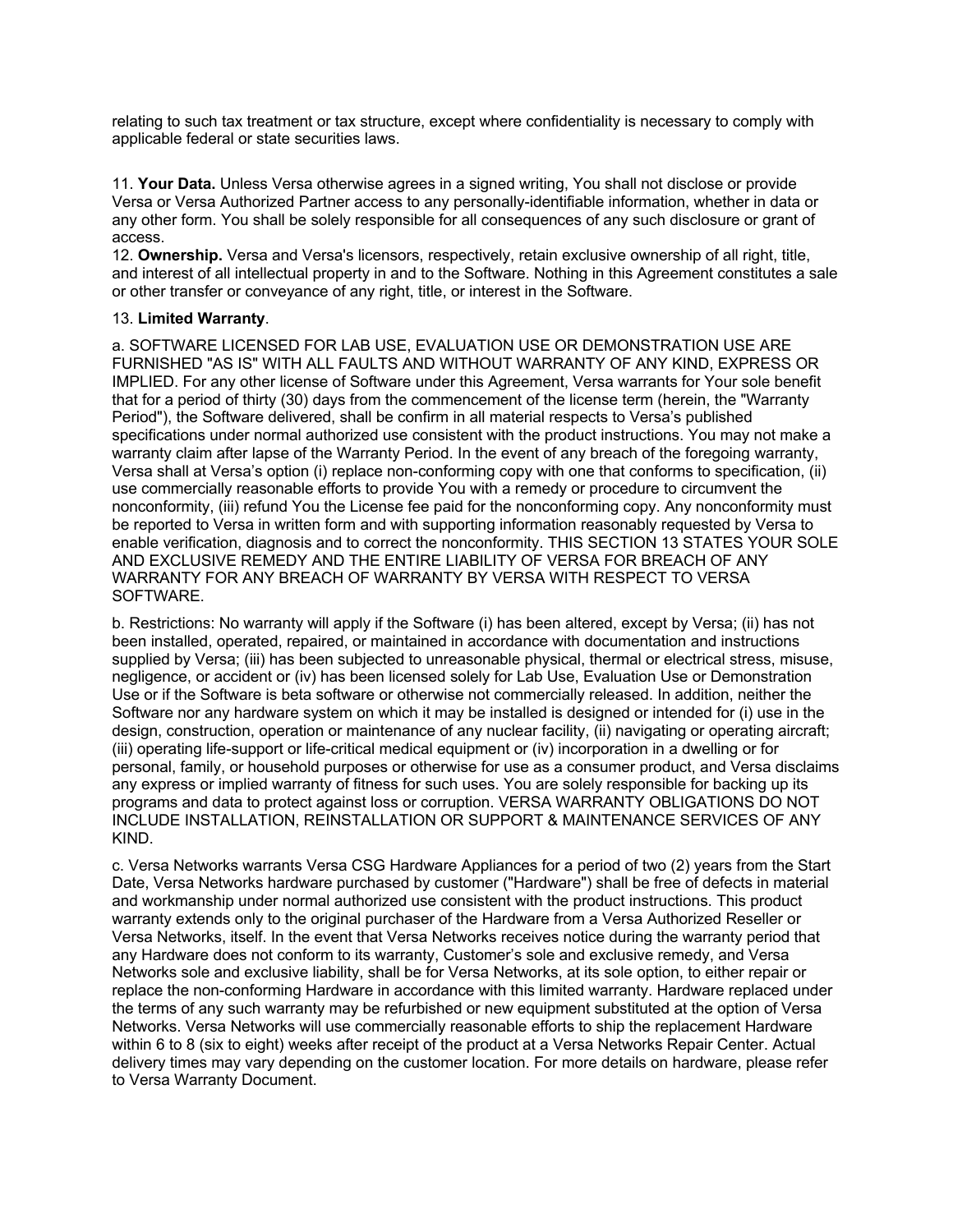relating to such tax treatment or tax structure, except where confidentiality is necessary to comply with applicable federal or state securities laws.

11. **Your Data.** Unless Versa otherwise agrees in a signed writing, You shall not disclose or provide Versa or Versa Authorized Partner access to any personally-identifiable information, whether in data or any other form. You shall be solely responsible for all consequences of any such disclosure or grant of access.

12. **Ownership.** Versa and Versa's licensors, respectively, retain exclusive ownership of all right, title, and interest of all intellectual property in and to the Software. Nothing in this Agreement constitutes a sale or other transfer or conveyance of any right, title, or interest in the Software.

13. **Limited Warranty**.

a. SOFTWARE LICENSED FOR LAB USE, EVALUATION USE OR DEMONSTRATION USE ARE FURNISHED "AS IS" WITH ALL FAULTS AND WITHOUT WARRANTY OF ANY KIND, EXPRESS OR IMPLIED. For any other license of Software under this Agreement, Versa warrants for Your sole benefit that for a period of thirty (30) days from the commencement of the license term (herein, the "Warranty Period"), the Software delivered, shall be confirm in all material respects to Versa's published specifications under normal authorized use consistent with the product instructions. You may not make a warranty claim after lapse of the Warranty Period. In the event of any breach of the foregoing warranty, Versa shall at Versa's option (i) replace non-conforming copy with one that conforms to specification, (ii) use commercially reasonable efforts to provide You with a remedy or procedure to circumvent the nonconformity, (iii) refund You the License fee paid for the nonconforming copy. Any nonconformity must be reported to Versa in written form and with supporting information reasonably requested by Versa to enable verification, diagnosis and to correct the nonconformity. THIS SECTION 13 STATES YOUR SOLE AND EXCLUSIVE REMEDY AND THE ENTIRE LIABILITY OF VERSA FOR BREACH OF ANY WARRANTY FOR ANY BREACH OF WARRANTY BY VERSA WITH RESPECT TO VERSA SOFTWARE.

b. Restrictions: No warranty will apply if the Software (i) has been altered, except by Versa; (ii) has not been installed, operated, repaired, or maintained in accordance with documentation and instructions supplied by Versa; (iii) has been subjected to unreasonable physical, thermal or electrical stress, misuse, negligence, or accident or (iv) has been licensed solely for Lab Use, Evaluation Use or Demonstration Use or if the Software is beta software or otherwise not commercially released. In addition, neither the Software nor any hardware system on which it may be installed is designed or intended for (i) use in the design, construction, operation or maintenance of any nuclear facility, (ii) navigating or operating aircraft; (iii) operating life-support or life-critical medical equipment or (iv) incorporation in a dwelling or for personal, family, or household purposes or otherwise for use as a consumer product, and Versa disclaims any express or implied warranty of fitness for such uses. You are solely responsible for backing up its programs and data to protect against loss or corruption. VERSA WARRANTY OBLIGATIONS DO NOT INCLUDE INSTALLATION, REINSTALLATION OR SUPPORT & MAINTENANCE SERVICES OF ANY KIND.

c. Versa Networks warrants Versa CSG Hardware Appliances for a period of two (2) years from the Start Date, Versa Networks hardware purchased by customer ("Hardware") shall be free of defects in material and workmanship under normal authorized use consistent with the product instructions. This product warranty extends only to the original purchaser of the Hardware from a Versa Authorized Reseller or Versa Networks, itself. In the event that Versa Networks receives notice during the warranty period that any Hardware does not conform to its warranty, Customer's sole and exclusive remedy, and Versa Networks sole and exclusive liability, shall be for Versa Networks, at its sole option, to either repair or replace the non-conforming Hardware in accordance with this limited warranty. Hardware replaced under the terms of any such warranty may be refurbished or new equipment substituted at the option of Versa Networks. Versa Networks will use commercially reasonable efforts to ship the replacement Hardware within 6 to 8 (six to eight) weeks after receipt of the product at a Versa Networks Repair Center. Actual delivery times may vary depending on the customer location. For more details on hardware, please refer to Versa Warranty Document.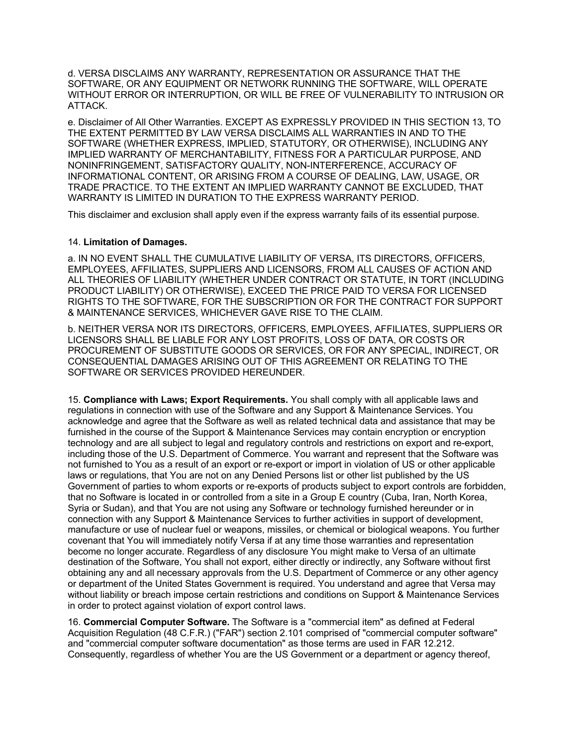d. VERSA DISCLAIMS ANY WARRANTY, REPRESENTATION OR ASSURANCE THAT THE SOFTWARE, OR ANY EQUIPMENT OR NETWORK RUNNING THE SOFTWARE, WILL OPERATE WITHOUT ERROR OR INTERRUPTION, OR WILL BE FREE OF VULNERABILITY TO INTRUSION OR ATTACK.

e. Disclaimer of All Other Warranties. EXCEPT AS EXPRESSLY PROVIDED IN THIS SECTION 13, TO THE EXTENT PERMITTED BY LAW VERSA DISCLAIMS ALL WARRANTIES IN AND TO THE SOFTWARE (WHETHER EXPRESS, IMPLIED, STATUTORY, OR OTHERWISE), INCLUDING ANY IMPLIED WARRANTY OF MERCHANTABILITY, FITNESS FOR A PARTICULAR PURPOSE, AND NONINFRINGEMENT, SATISFACTORY QUALITY, NON-INTERFERENCE, ACCURACY OF INFORMATIONAL CONTENT, OR ARISING FROM A COURSE OF DEALING, LAW, USAGE, OR TRADE PRACTICE. TO THE EXTENT AN IMPLIED WARRANTY CANNOT BE EXCLUDED, THAT WARRANTY IS LIMITED IN DURATION TO THE EXPRESS WARRANTY PERIOD.

This disclaimer and exclusion shall apply even if the express warranty fails of its essential purpose.

14. **Limitation of Damages.**

a. IN NO EVENT SHALL THE CUMULATIVE LIABILITY OF VERSA, ITS DIRECTORS, OFFICERS, EMPLOYEES, AFFILIATES, SUPPLIERS AND LICENSORS, FROM ALL CAUSES OF ACTION AND ALL THEORIES OF LIABILITY (WHETHER UNDER CONTRACT OR STATUTE, IN TORT (INCLUDING PRODUCT LIABILITY) OR OTHERWISE), EXCEED THE PRICE PAID TO VERSA FOR LICENSED RIGHTS TO THE SOFTWARE, FOR THE SUBSCRIPTION OR FOR THE CONTRACT FOR SUPPORT & MAINTENANCE SERVICES, WHICHEVER GAVE RISE TO THE CLAIM.

b. NEITHER VERSA NOR ITS DIRECTORS, OFFICERS, EMPLOYEES, AFFILIATES, SUPPLIERS OR LICENSORS SHALL BE LIABLE FOR ANY LOST PROFITS, LOSS OF DATA, OR COSTS OR PROCUREMENT OF SUBSTITUTE GOODS OR SERVICES, OR FOR ANY SPECIAL, INDIRECT, OR CONSEQUENTIAL DAMAGES ARISING OUT OF THIS AGREEMENT OR RELATING TO THE SOFTWARE OR SERVICES PROVIDED HEREUNDER.

15. **Compliance with Laws; Export Requirements.** You shall comply with all applicable laws and regulations in connection with use of the Software and any Support & Maintenance Services. You acknowledge and agree that the Software as well as related technical data and assistance that may be furnished in the course of the Support & Maintenance Services may contain encryption or encryption technology and are all subject to legal and regulatory controls and restrictions on export and re-export, including those of the U.S. Department of Commerce. You warrant and represent that the Software was not furnished to You as a result of an export or re-export or import in violation of US or other applicable laws or regulations, that You are not on any Denied Persons list or other list published by the US Government of parties to whom exports or re-exports of products subject to export controls are forbidden, that no Software is located in or controlled from a site in a Group E country (Cuba, Iran, North Korea, Syria or Sudan), and that You are not using any Software or technology furnished hereunder or in connection with any Support & Maintenance Services to further activities in support of development, manufacture or use of nuclear fuel or weapons, missiles, or chemical or biological weapons. You further covenant that You will immediately notify Versa if at any time those warranties and representation become no longer accurate. Regardless of any disclosure You might make to Versa of an ultimate destination of the Software, You shall not export, either directly or indirectly, any Software without first obtaining any and all necessary approvals from the U.S. Department of Commerce or any other agency or department of the United States Government is required. You understand and agree that Versa may without liability or breach impose certain restrictions and conditions on Support & Maintenance Services in order to protect against violation of export control laws.

16. **Commercial Computer Software.** The Software is a "commercial item" as defined at Federal Acquisition Regulation (48 C.F.R.) ("FAR") section 2.101 comprised of "commercial computer software" and "commercial computer software documentation" as those terms are used in FAR 12.212. Consequently, regardless of whether You are the US Government or a department or agency thereof,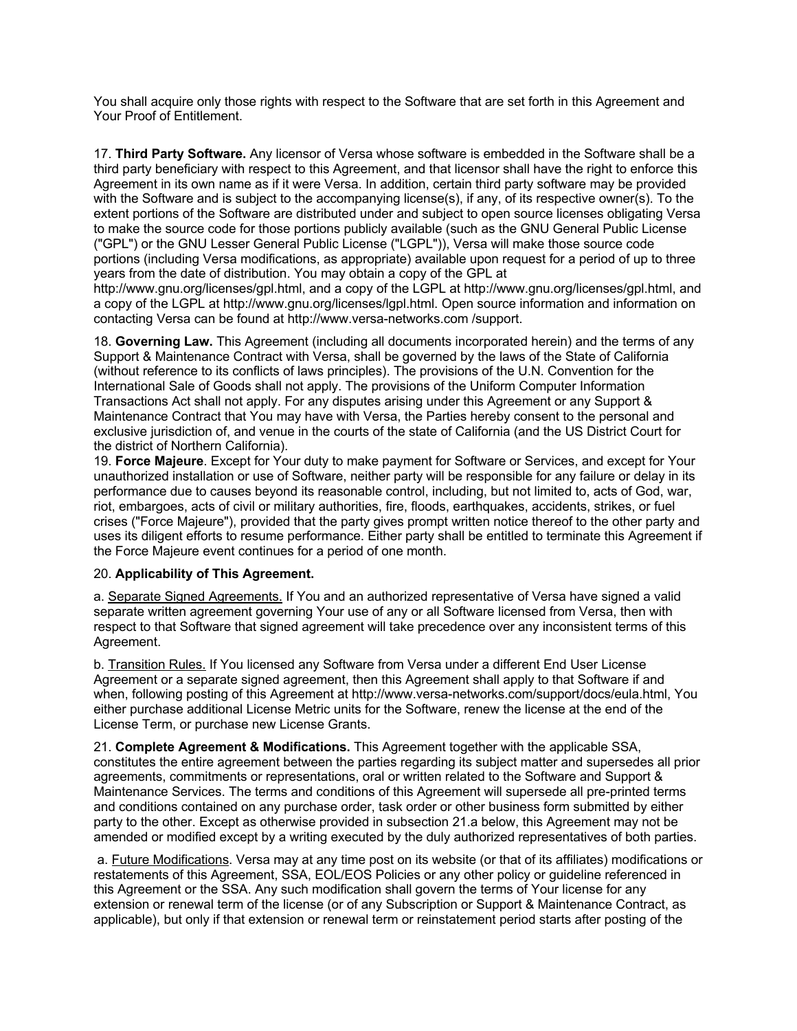You shall acquire only those rights with respect to the Software that are set forth in this Agreement and Your Proof of Entitlement.

17. **Third Party Software.** Any licensor of Versa whose software is embedded in the Software shall be a third party beneficiary with respect to this Agreement, and that licensor shall have the right to enforce this Agreement in its own name as if it were Versa. In addition, certain third party software may be provided with the Software and is subject to the accompanying license(s), if any, of its respective owner(s). To the extent portions of the Software are distributed under and subject to open source licenses obligating Versa to make the source code for those portions publicly available (such as the GNU General Public License ("GPL") or the GNU Lesser General Public License ("LGPL")), Versa will make those source code portions (including Versa modifications, as appropriate) available upon request for a period of up to three years from the date of distribution. You may obtain a copy of the GPL at http://www.gnu.org/licenses/gpl.html, and a copy of the LGPL at http://www.gnu.org/licenses/gpl.html, and a copy of the LGPL at http://www.gnu.org/licenses/lgpl.html. Open source information and information on contacting Versa can be found at http://www.versa-networks.com /support.

18. **Governing Law.** This Agreement (including all documents incorporated herein) and the terms of any Support & Maintenance Contract with Versa, shall be governed by the laws of the State of California (without reference to its conflicts of laws principles). The provisions of the U.N. Convention for the International Sale of Goods shall not apply. The provisions of the Uniform Computer Information Transactions Act shall not apply. For any disputes arising under this Agreement or any Support & Maintenance Contract that You may have with Versa, the Parties hereby consent to the personal and exclusive jurisdiction of, and venue in the courts of the state of California (and the US District Court for the district of Northern California).

19. **Force Majeure**. Except for Your duty to make payment for Software or Services, and except for Your unauthorized installation or use of Software, neither party will be responsible for any failure or delay in its performance due to causes beyond its reasonable control, including, but not limited to, acts of God, war, riot, embargoes, acts of civil or military authorities, fire, floods, earthquakes, accidents, strikes, or fuel crises ("Force Majeure"), provided that the party gives prompt written notice thereof to the other party and uses its diligent efforts to resume performance. Either party shall be entitled to terminate this Agreement if the Force Majeure event continues for a period of one month.

20. **Applicability of This Agreement.**

a. Separate Signed Agreements. If You and an authorized representative of Versa have signed a valid separate written agreement governing Your use of any or all Software licensed from Versa, then with respect to that Software that signed agreement will take precedence over any inconsistent terms of this Agreement.

b. Transition Rules. If You licensed any Software from Versa under a different End User License Agreement or a separate signed agreement, then this Agreement shall apply to that Software if and when, following posting of this Agreement at http://www.versa-networks.com/support/docs/eula.html, You either purchase additional License Metric units for the Software, renew the license at the end of the License Term, or purchase new License Grants.

21. **Complete Agreement & Modifications.** This Agreement together with the applicable SSA, constitutes the entire agreement between the parties regarding its subject matter and supersedes all prior agreements, commitments or representations, oral or written related to the Software and Support & Maintenance Services. The terms and conditions of this Agreement will supersede all pre-printed terms and conditions contained on any purchase order, task order or other business form submitted by either party to the other. Except as otherwise provided in subsection 21.a below, this Agreement may not be amended or modified except by a writing executed by the duly authorized representatives of both parties.

a. Future Modifications. Versa may at any time post on its website (or that of its affiliates) modifications or restatements of this Agreement, SSA, EOL/EOS Policies or any other policy or guideline referenced in this Agreement or the SSA. Any such modification shall govern the terms of Your license for any extension or renewal term of the license (or of any Subscription or Support & Maintenance Contract, as applicable), but only if that extension or renewal term or reinstatement period starts after posting of the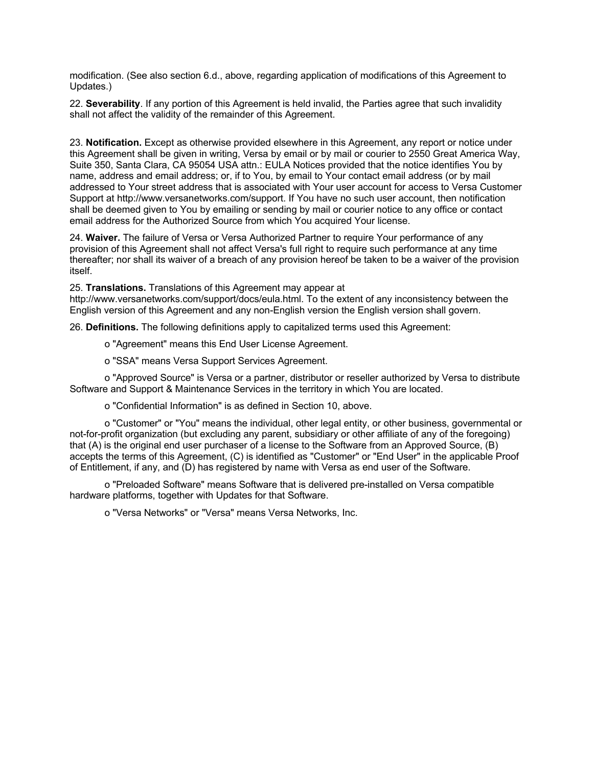modification. (See also section 6.d., above, regarding application of modifications of this Agreement to Updates.)

22. **Severability**. If any portion of this Agreement is held invalid, the Parties agree that such invalidity shall not affect the validity of the remainder of this Agreement.

23. **Notification.** Except as otherwise provided elsewhere in this Agreement, any report or notice under this Agreement shall be given in writing, Versa by email or by mail or courier to 2550 Great America Way, Suite 350, Santa Clara, CA 95054 USA attn.: EULA Notices provided that the notice identifies You by name, address and email address; or, if to You, by email to Your contact email address (or by mail addressed to Your street address that is associated with Your user account for access to Versa Customer Support at http://www.versanetworks.com/support. If You have no such user account, then notification shall be deemed given to You by emailing or sending by mail or courier notice to any office or contact email address for the Authorized Source from which You acquired Your license.

24. **Waiver.** The failure of Versa or Versa Authorized Partner to require Your performance of any provision of this Agreement shall not affect Versa's full right to require such performance at any time thereafter; nor shall its waiver of a breach of any provision hereof be taken to be a waiver of the provision itself.

25. **Translations.** Translations of this Agreement may appear at http://www.versanetworks.com/support/docs/eula.html. To the extent of any inconsistency between the English version of this Agreement and any non-English version the English version shall govern.

26. **Definitions.** The following definitions apply to capitalized terms used this Agreement:

o "Agreement" means this End User License Agreement.

o "SSA" means Versa Support Services Agreement.

o "Approved Source" is Versa or a partner, distributor or reseller authorized by Versa to distribute Software and Support & Maintenance Services in the territory in which You are located.

o "Confidential Information" is as defined in Section 10, above.

o "Customer" or "You" means the individual, other legal entity, or other business, governmental or not-for-profit organization (but excluding any parent, subsidiary or other affiliate of any of the foregoing) that (A) is the original end user purchaser of a license to the Software from an Approved Source, (B) accepts the terms of this Agreement, (C) is identified as "Customer" or "End User" in the applicable Proof of Entitlement, if any, and (D) has registered by name with Versa as end user of the Software.

o "Preloaded Software" means Software that is delivered pre-installed on Versa compatible hardware platforms, together with Updates for that Software.

o "Versa Networks" or "Versa" means Versa Networks, Inc.